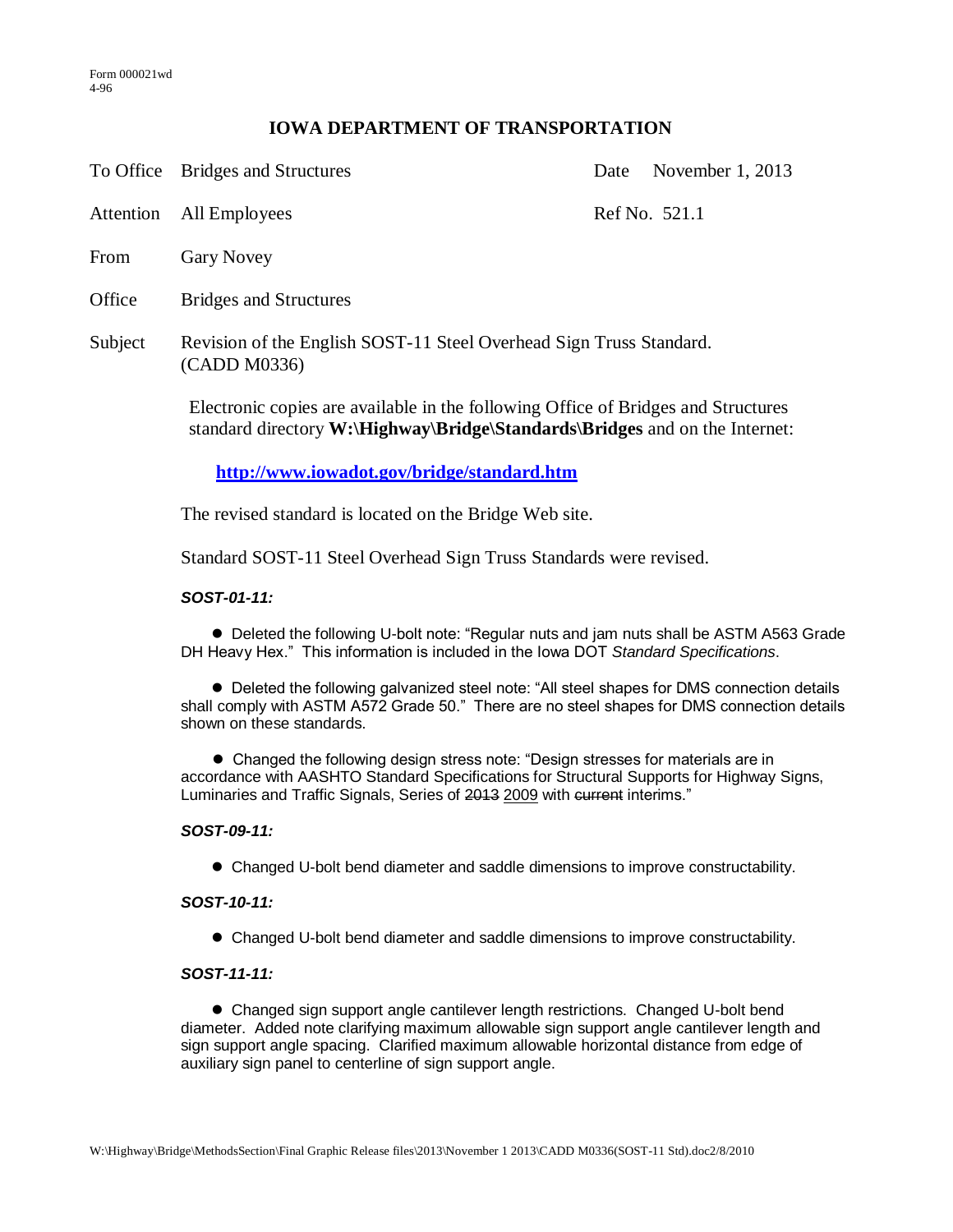Form 000021wd
4-96

# IOWA DEPARTMENT OF TRANSPORTATION

| | | | |
|---|---|---|---|
| To Office | Bridges and Structures | Date | November 1, 2013 |
| Attention | All Employees | Ref No. | 521.1 |
| From | Gary Novey | | |
| Office | Bridges and Structures | | |
| Subject | Revision of the English SOST-11 Steel Overhead Sign Truss Standard. (CADD M0336) | | |

Electronic copies are available in the following Office of Bridges and Structures standard directory **W:\Highway\Bridge\Standards\Bridges** and on the Internet:

**http://www.iowadot.gov/bridge/standard.htm**

The revised standard is located on the Bridge Web site.

Standard SOST-11 Steel Overhead Sign Truss Standards were revised.

***SOST-01-11:***

- Deleted the following U-bolt note: "Regular nuts and jam nuts shall be ASTM A563 Grade DH Heavy Hex." This information is included in the Iowa DOT *Standard Specifications*.

- Deleted the following galvanized steel note: "All steel shapes for DMS connection details shall comply with ASTM A572 Grade 50." There are no steel shapes for DMS connection details shown on these standards.

- Changed the following design stress note: "Design stresses for materials are in accordance with AASHTO Standard Specifications for Structural Supports for Highway Signs, Luminaries and Traffic Signals, Series of ~~2013~~ <u>2009</u> with ~~current~~ interims."

***SOST-09-11:***

- Changed U-bolt bend diameter and saddle dimensions to improve constructability.

***SOST-10-11:***

- Changed U-bolt bend diameter and saddle dimensions to improve constructability.

***SOST-11-11:***

- Changed sign support angle cantilever length restrictions. Changed U-bolt bend diameter. Added note clarifying maximum allowable sign support angle cantilever length and sign support angle spacing. Clarified maximum allowable horizontal distance from edge of auxiliary sign panel to centerline of sign support angle.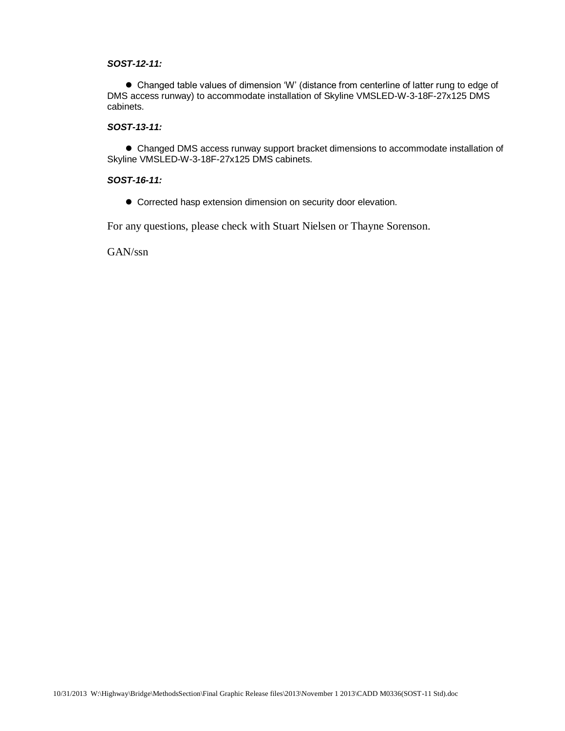***SOST-12-11:***

- Changed table values of dimension 'W' (distance from centerline of latter rung to edge of DMS access runway) to accommodate installation of Skyline VMSLED-W-3-18F-27x125 DMS cabinets.

***SOST-13-11:***

- Changed DMS access runway support bracket dimensions to accommodate installation of Skyline VMSLED-W-3-18F-27x125 DMS cabinets.

***SOST-16-11:***

- Corrected hasp extension dimension on security door elevation.

For any questions, please check with Stuart Nielsen or Thayne Sorenson.

GAN/ssn

10/31/2013 W:\Highway\Bridge\MethodsSection\Final Graphic Release files\2013\November 1 2013\CADD M0336(SOST-11 Std).doc